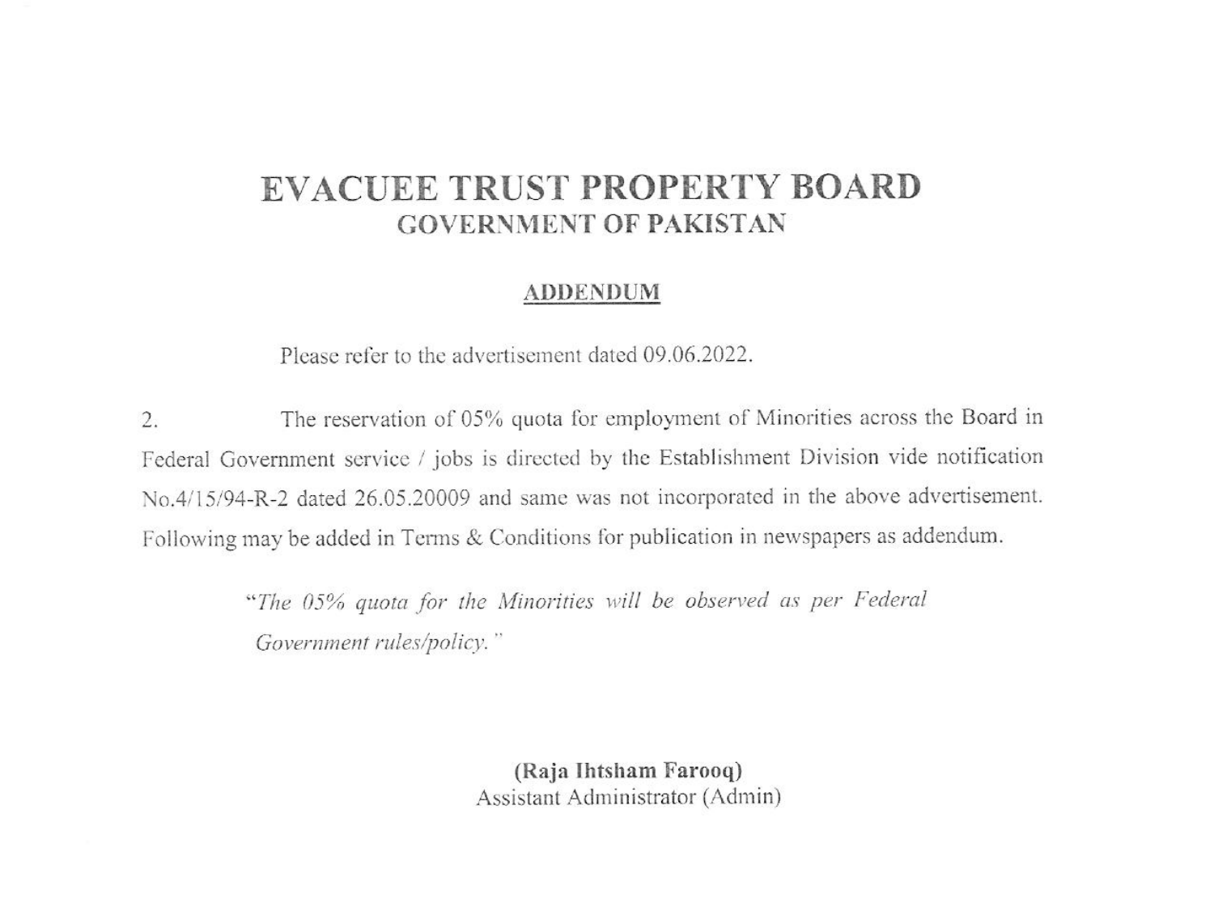# EVACUEE TRUST PROPERTY BOARD
## GOVERNMENT OF PAKISTAN

### ADDENDUM

Please refer to the advertisement dated 09.06.2022.

2. The reservation of 05% quota for employment of Minorities across the Board in Federal Government service / jobs is directed by the Establishment Division vide notification No.4/15/94-R-2 dated 26.05.20009 and same was not incorporated in the above advertisement. Following may be added in Terms & Conditions for publication in newspapers as addendum.

> *"The 05% quota for the Minorities will be observed as per Federal Government rules/policy."*

**(Raja Ihtsham Farooq)**
Assistant Administrator (Admin)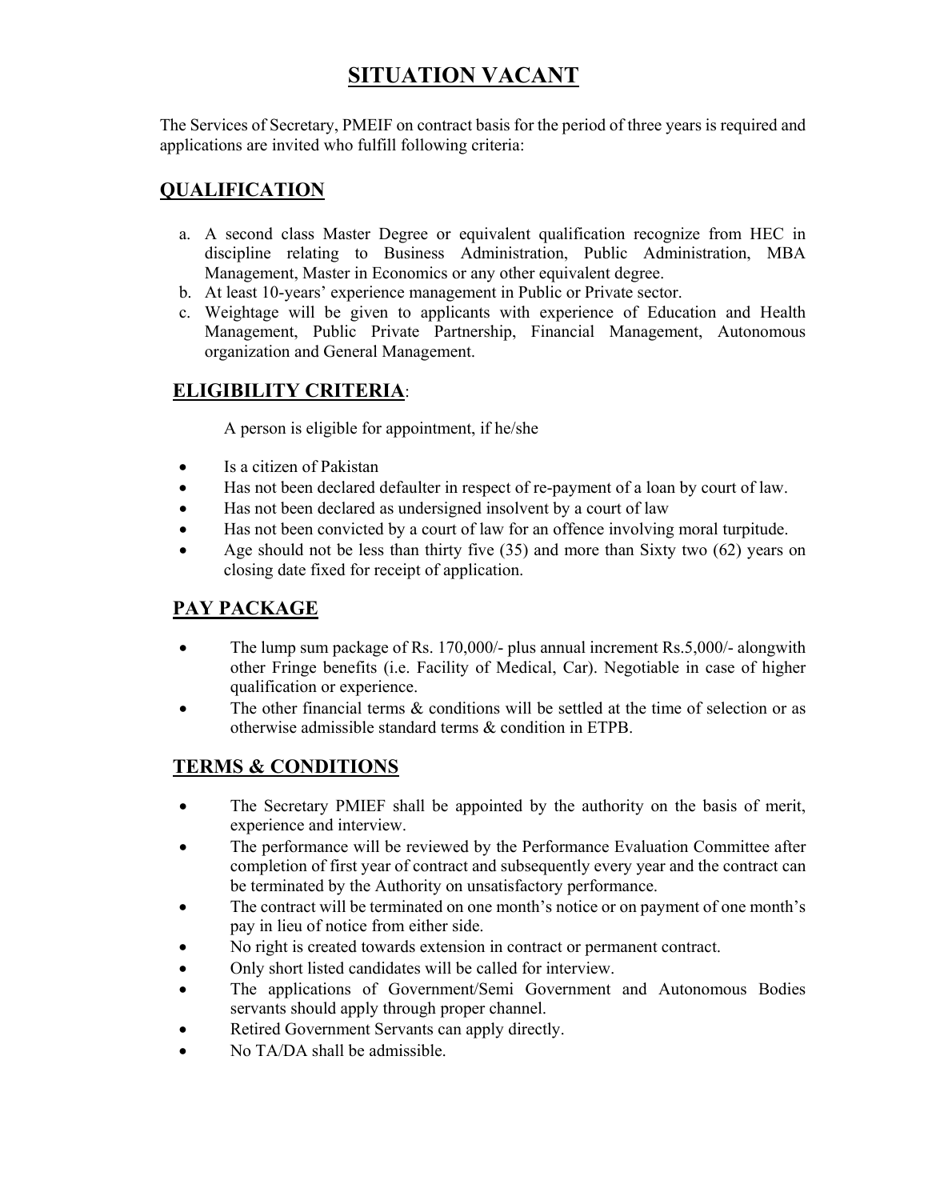# SITUATION VACANT

The Services of Secretary, PMEIF on contract basis for the period of three years is required and applications are invited who fulfill following criteria:

## QUALIFICATION

a. A second class Master Degree or equivalent qualification recognize from HEC in discipline relating to Business Administration, Public Administration, MBA Management, Master in Economics or any other equivalent degree.
b. At least 10-years' experience management in Public or Private sector.
c. Weightage will be given to applicants with experience of Education and Health Management, Public Private Partnership, Financial Management, Autonomous organization and General Management.

## ELIGIBILITY CRITERIA:

A person is eligible for appointment, if he/she

- Is a citizen of Pakistan
- Has not been declared defaulter in respect of re-payment of a loan by court of law.
- Has not been declared as undersigned insolvent by a court of law
- Has not been convicted by a court of law for an offence involving moral turpitude.
- Age should not be less than thirty five (35) and more than Sixty two (62) years on closing date fixed for receipt of application.

## PAY PACKAGE

- The lump sum package of Rs. 170,000/- plus annual increment Rs.5,000/- alongwith other Fringe benefits (i.e. Facility of Medical, Car). Negotiable in case of higher qualification or experience.
- The other financial terms & conditions will be settled at the time of selection or as otherwise admissible standard terms & condition in ETPB.

## TERMS & CONDITIONS

- The Secretary PMIEF shall be appointed by the authority on the basis of merit, experience and interview.
- The performance will be reviewed by the Performance Evaluation Committee after completion of first year of contract and subsequently every year and the contract can be terminated by the Authority on unsatisfactory performance.
- The contract will be terminated on one month's notice or on payment of one month's pay in lieu of notice from either side.
- No right is created towards extension in contract or permanent contract.
- Only short listed candidates will be called for interview.
- The applications of Government/Semi Government and Autonomous Bodies servants should apply through proper channel.
- Retired Government Servants can apply directly.
- No TA/DA shall be admissible.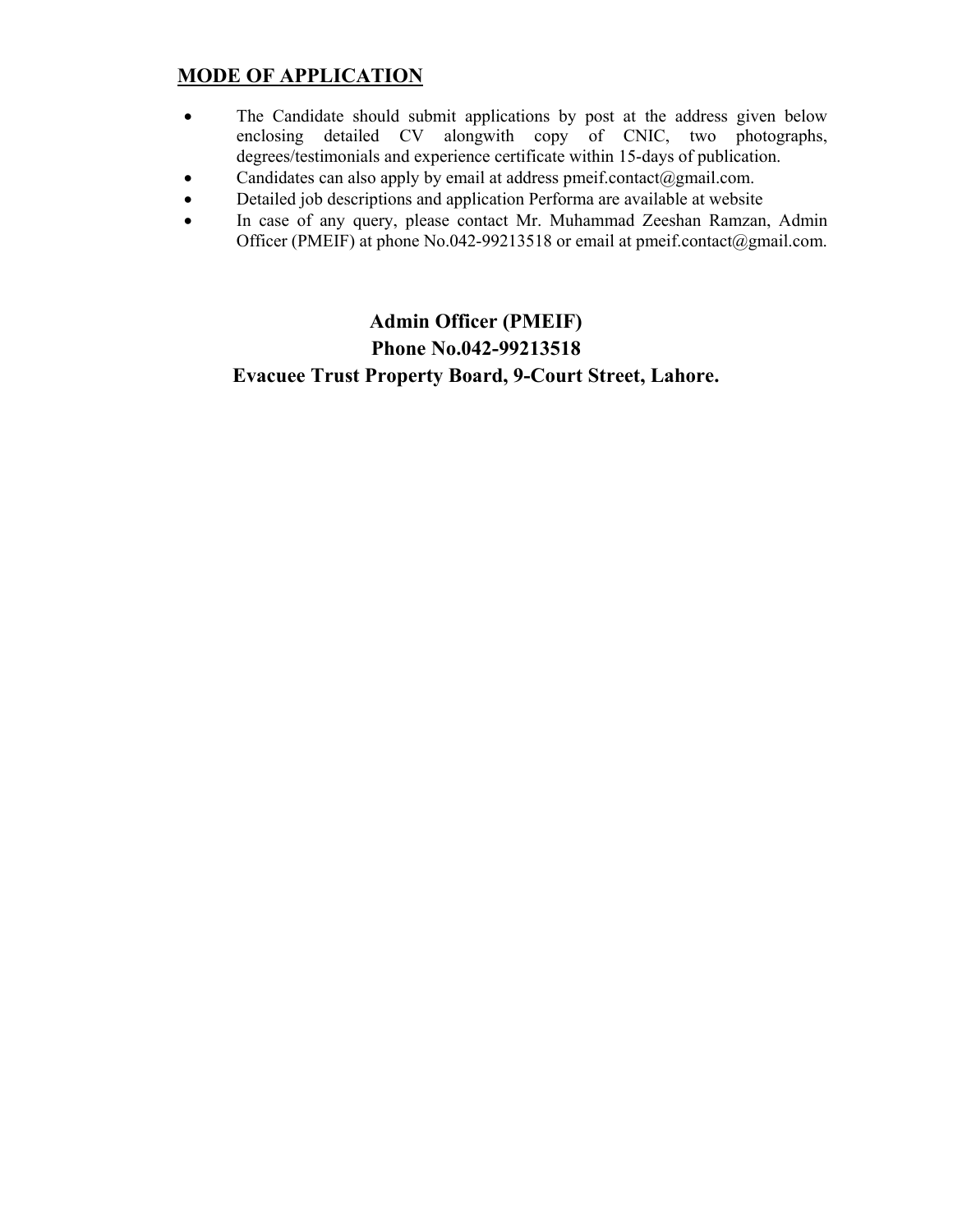## MODE OF APPLICATION

- The Candidate should submit applications by post at the address given below enclosing detailed CV alongwith copy of CNIC, two photographs, degrees/testimonials and experience certificate within 15-days of publication.
- Candidates can also apply by email at address pmeif.contact@gmail.com.
- Detailed job descriptions and application Performa are available at website
- In case of any query, please contact Mr. Muhammad Zeeshan Ramzan, Admin Officer (PMEIF) at phone No.042-99213518 or email at pmeif.contact@gmail.com.

**Admin Officer (PMEIF)**
**Phone No.042-99213518**
**Evacuee Trust Property Board, 9-Court Street, Lahore.**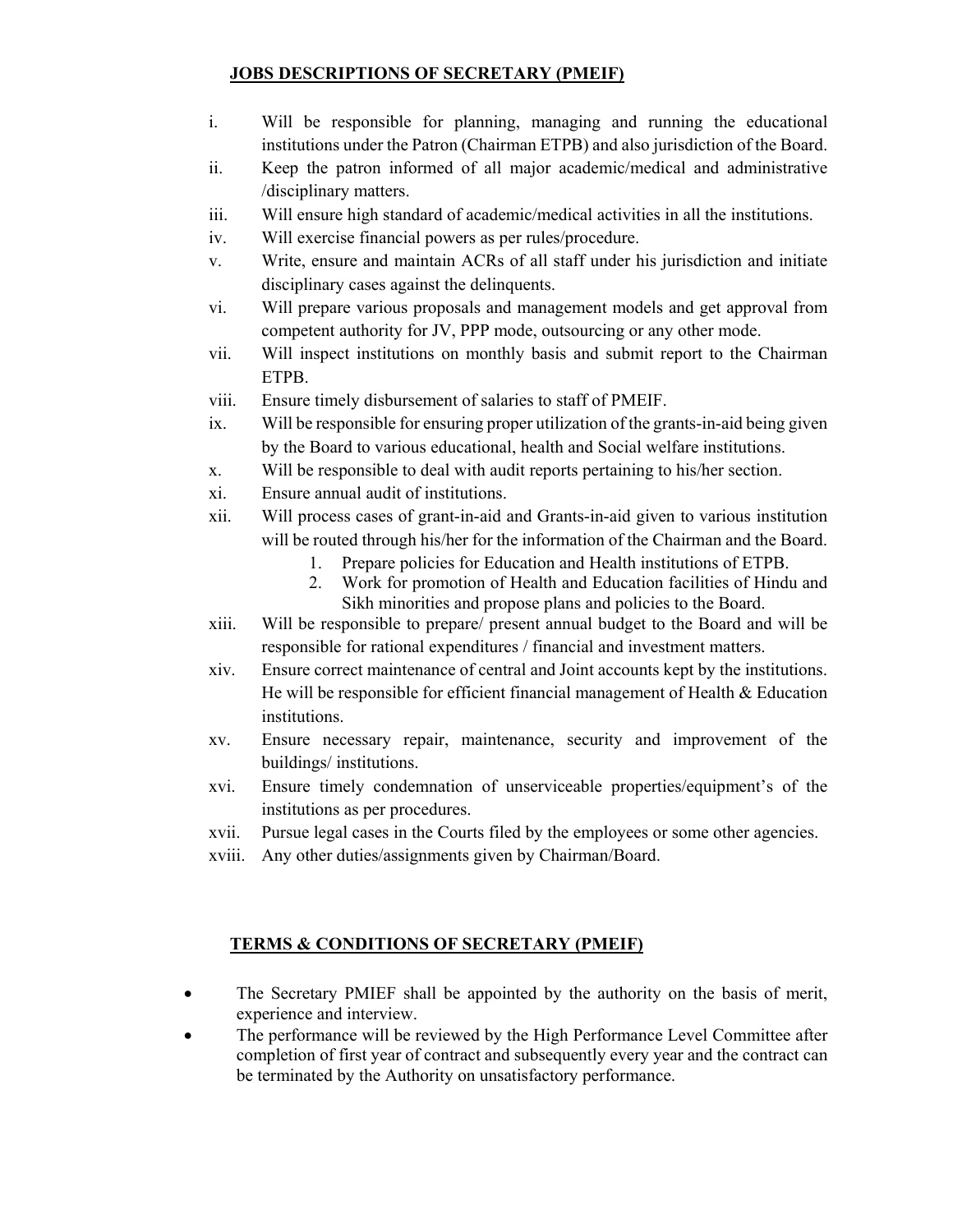## JOBS DESCRIPTIONS OF SECRETARY (PMEIF)

i. Will be responsible for planning, managing and running the educational institutions under the Patron (Chairman ETPB) and also jurisdiction of the Board.

ii. Keep the patron informed of all major academic/medical and administrative /disciplinary matters.

iii. Will ensure high standard of academic/medical activities in all the institutions.

iv. Will exercise financial powers as per rules/procedure.

v. Write, ensure and maintain ACRs of all staff under his jurisdiction and initiate disciplinary cases against the delinquents.

vi. Will prepare various proposals and management models and get approval from competent authority for JV, PPP mode, outsourcing or any other mode.

vii. Will inspect institutions on monthly basis and submit report to the Chairman ETPB.

viii. Ensure timely disbursement of salaries to staff of PMEIF.

ix. Will be responsible for ensuring proper utilization of the grants-in-aid being given by the Board to various educational, health and Social welfare institutions.

x. Will be responsible to deal with audit reports pertaining to his/her section.

xi. Ensure annual audit of institutions.

xii. Will process cases of grant-in-aid and Grants-in-aid given to various institution will be routed through his/her for the information of the Chairman and the Board.

   1. Prepare policies for Education and Health institutions of ETPB.
   2. Work for promotion of Health and Education facilities of Hindu and Sikh minorities and propose plans and policies to the Board.

xiii. Will be responsible to prepare/ present annual budget to the Board and will be responsible for rational expenditures / financial and investment matters.

xiv. Ensure correct maintenance of central and Joint accounts kept by the institutions. He will be responsible for efficient financial management of Health & Education institutions.

xv. Ensure necessary repair, maintenance, security and improvement of the buildings/ institutions.

xvi. Ensure timely condemnation of unserviceable properties/equipment's of the institutions as per procedures.

xvii. Pursue legal cases in the Courts filed by the employees or some other agencies.

xviii. Any other duties/assignments given by Chairman/Board.

## TERMS & CONDITIONS OF SECRETARY (PMEIF)

- The Secretary PMIEF shall be appointed by the authority on the basis of merit, experience and interview.
- The performance will be reviewed by the High Performance Level Committee after completion of first year of contract and subsequently every year and the contract can be terminated by the Authority on unsatisfactory performance.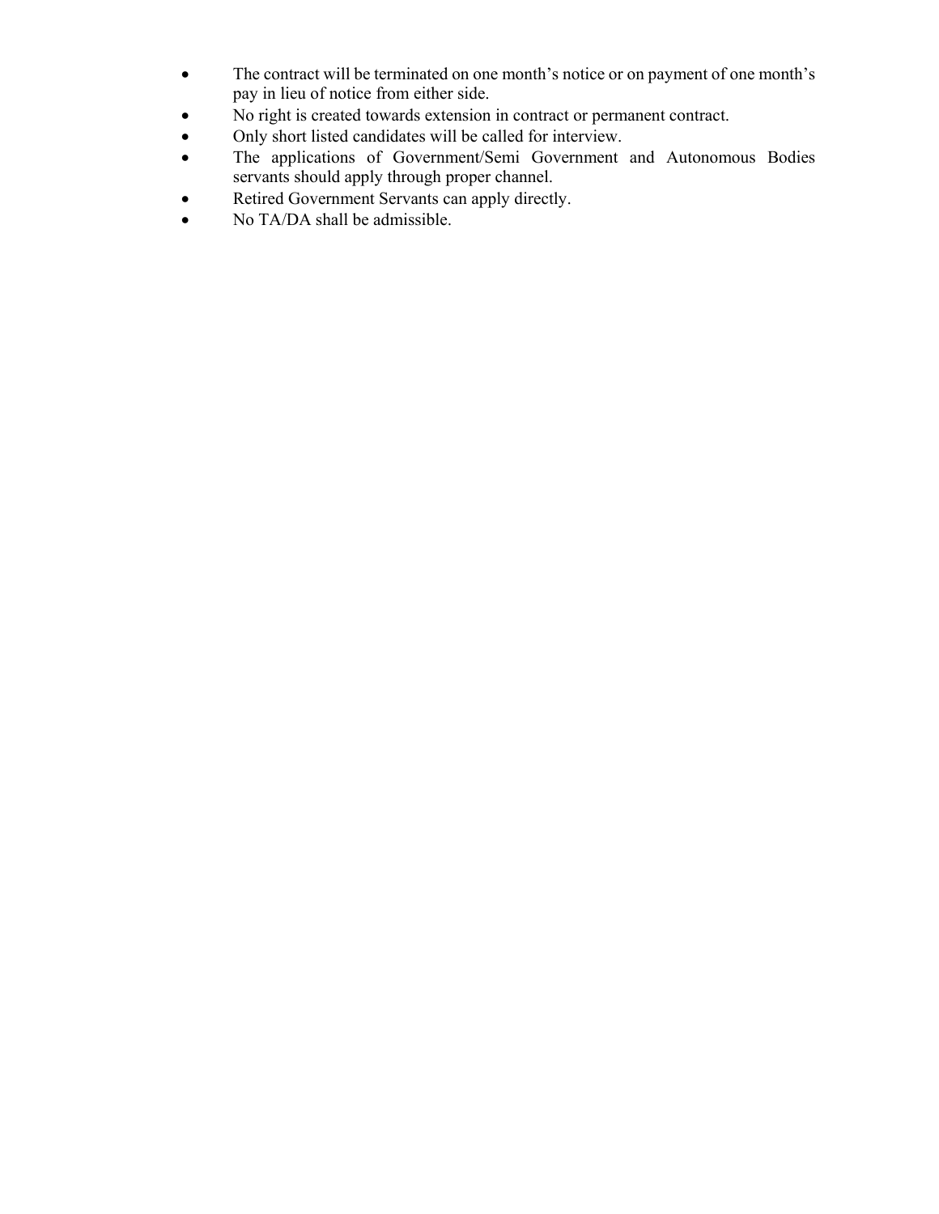- The contract will be terminated on one month's notice or on payment of one month's pay in lieu of notice from either side.
- No right is created towards extension in contract or permanent contract.
- Only short listed candidates will be called for interview.
- The applications of Government/Semi Government and Autonomous Bodies servants should apply through proper channel.
- Retired Government Servants can apply directly.
- No TA/DA shall be admissible.